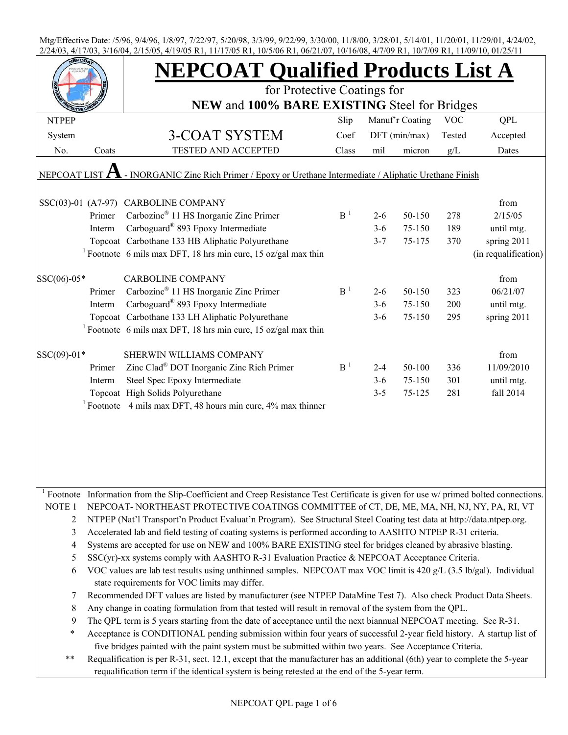Mtg/Effective Date: /5/96, 9/4/96, 1/8/97, 7/22/97, 5/20/98, 3/3/99, 9/22/99, 3/30/00, 11/8/00, 3/28/01, 5/14/01, 11/20/01, 11/29/01, 4/24/02, 2/24/03, 4/17/03, 3/16/04, 2/15/05, 4/19/05 R1, 11/17/05 R1, 10/5/06 R1, 06/21/07, 10/16/08, 4/7/09 R1, 10/7/09 R1, 11/09/10, 01/25/11

# NEPCOAT Qualified Products List A

for Protective Coatings for

**NEW** and **100% BARE EXISTING** Steel for Bridges

| NTPEP System No. | Coats | 3-COAT SYSTEM TESTED AND ACCEPTED | Slip Coef Class | Manuf'r Coating DFT (min/max) mil | micron | VOC Tested g/L | QPL Accepted Dates |
|---|---|---|---|---|---|---|---|
| NEPCOAT LIST **A** - INORGANIC Zinc Rich Primer / Epoxy or Urethane Intermediate / Aliphatic Urethane Finish | | | | | | | |
| SSC(03)-01 (A7-97) | | CARBOLINE COMPANY | | | | | from |
| | Primer | Carbozinc® 11 HS Inorganic Zinc Primer | B [1] | 2-6 | 50-150 | 278 | 2/15/05 |
| | Interm | Carboguard® 893 Epoxy Intermediate | | 3-6 | 75-150 | 189 | until mtg. |
| | Topcoat | Carbothane 133 HB Aliphatic Polyurethane | | 3-7 | 75-175 | 370 | spring 2011 |
| | [1] Footnote | 6 mils max DFT, 18 hrs min cure, 15 oz/gal max thin | | | | | (in requalification) |
| SSC(06)-05* | | CARBOLINE COMPANY | | | | | from |
| | Primer | Carbozinc® 11 HS Inorganic Zinc Primer | B [1] | 2-6 | 50-150 | 323 | 06/21/07 |
| | Interm | Carboguard® 893 Epoxy Intermediate | | 3-6 | 75-150 | 200 | until mtg. |
| | Topcoat | Carbothane 133 LH Aliphatic Polyurethane | | 3-6 | 75-150 | 295 | spring 2011 |
| | [1] Footnote | 6 mils max DFT, 18 hrs min cure, 15 oz/gal max thin | | | | | |
| SSC(09)-01* | | SHERWIN WILLIAMS COMPANY | | | | | from |
| | Primer | Zinc Clad® DOT Inorganic Zinc Rich Primer | B [1] | 2-4 | 50-100 | 336 | 11/09/2010 |
| | Interm | Steel Spec Epoxy Intermediate | | 3-6 | 75-150 | 301 | until mtg. |
| | Topcoat | High Solids Polyurethane | | 3-5 | 75-125 | 281 | fall 2014 |
| | [1] Footnote | 4 mils max DFT, 48 hours min cure, 4% max thinner | | | | | |

[1] Footnote Information from the Slip-Coefficient and Creep Resistance Test Certificate is given for use w/ primed bolted connections.

NOTE 1 NEPCOAT- NORTHEAST PROTECTIVE COATINGS COMMITTEE of CT, DE, ME, MA, NH, NJ, NY, PA, RI, VT

2 NTPEP (Nat'l Transport'n Product Evaluat'n Program). See Structural Steel Coating test data at http://data.ntpep.org.

3 Accelerated lab and field testing of coating systems is performed according to AASHTO NTPEP R-31 criteria.

4 Systems are accepted for use on NEW and 100% BARE EXISTING steel for bridges cleaned by abrasive blasting.

5 SSC(yr)-xx systems comply with AASHTO R-31 Evaluation Practice & NEPCOAT Acceptance Criteria.

6 VOC values are lab test results using unthinned samples. NEPCOAT max VOC limit is 420 g/L (3.5 lb/gal). Individual state requirements for VOC limits may differ.

7 Recommended DFT values are listed by manufacturer (see NTPEP DataMine Test 7). Also check Product Data Sheets.

8 Any change in coating formulation from that tested will result in removal of the system from the QPL.

9 The QPL term is 5 years starting from the date of acceptance until the next biannual NEPCOAT meeting. See R-31.

\* Acceptance is CONDITIONAL pending submission within four years of successful 2-year field history. A startup list of five bridges painted with the paint system must be submitted within two years. See Acceptance Criteria.

\*\* Requalification is per R-31, sect. 12.1, except that the manufacturer has an additional (6th) year to complete the 5-year requalification term if the identical system is being retested at the end of the 5-year term.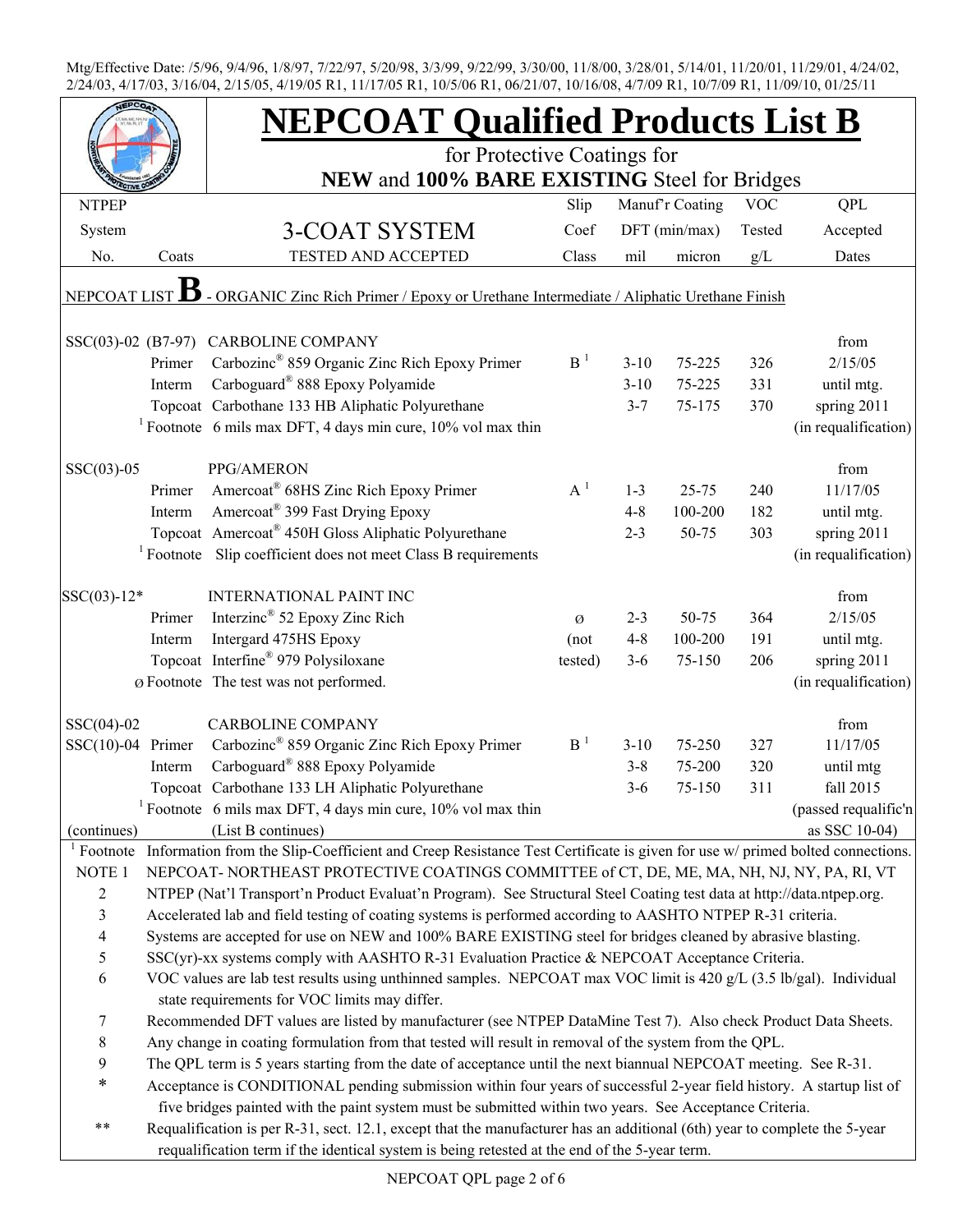Mtg/Effective Date: /5/96, 9/4/96, 1/8/97, 7/22/97, 5/20/98, 3/3/99, 9/22/99, 3/30/00, 11/8/00, 3/28/01, 5/14/01, 11/20/01, 11/29/01, 4/24/02, 2/24/03, 4/17/03, 3/16/04, 2/15/05, 4/19/05 R1, 11/17/05 R1, 10/5/06 R1, 06/21/07, 10/16/08, 4/7/09 R1, 10/7/09 R1, 11/09/10, 01/25/11

# NEPCOAT Qualified Products List B

## for Protective Coatings for **NEW** and **100% BARE EXISTING** Steel for Bridges

| NTPEP System No. | Coats | 3-COAT SYSTEM TESTED AND ACCEPTED | Slip Coef Class | Manuf'r Coating DFT (min/max) mil | micron | VOC Tested g/L | QPL Accepted Dates |
|---|---|---|---|---|---|---|---|
| NEPCOAT LIST **B** - ORGANIC Zinc Rich Primer / Epoxy or Urethane Intermediate / Aliphatic Urethane Finish | | | | | | | |
| SSC(03)-02 (B7-97) | | CARBOLINE COMPANY | | | | | from |
| | Primer | Carbozinc® 859 Organic Zinc Rich Epoxy Primer | B [1] | 3-10 | 75-225 | 326 | 2/15/05 |
| | Interm | Carboguard® 888 Epoxy Polyamide | | 3-10 | 75-225 | 331 | until mtg. |
| | Topcoat | Carbothane 133 HB Aliphatic Polyurethane | | 3-7 | 75-175 | 370 | spring 2011 |
| | [1] Footnote | 6 mils max DFT, 4 days min cure, 10% vol max thin | | | | | (in requalification) |
| SSC(03)-05 | | PPG/AMERON | | | | | from |
| | Primer | Amercoat® 68HS Zinc Rich Epoxy Primer | A [1] | 1-3 | 25-75 | 240 | 11/17/05 |
| | Interm | Amercoat® 399 Fast Drying Epoxy | | 4-8 | 100-200 | 182 | until mtg. |
| | Topcoat | Amercoat® 450H Gloss Aliphatic Polyurethane | | 2-3 | 50-75 | 303 | spring 2011 |
| | [1] Footnote | Slip coefficient does not meet Class B requirements | | | | | (in requalification) |
| SSC(03)-12* | | INTERNATIONAL PAINT INC | | | | | from |
| | Primer | Interzinc® 52 Epoxy Zinc Rich | ø | 2-3 | 50-75 | 364 | 2/15/05 |
| | Interm | Intergard 475HS Epoxy | (not | 4-8 | 100-200 | 191 | until mtg. |
| | Topcoat | Interfine® 979 Polysiloxane | tested) | 3-6 | 75-150 | 206 | spring 2011 |
| | ø Footnote | The test was not performed. | | | | | (in requalification) |
| SSC(04)-02 | | CARBOLINE COMPANY | | | | | from |
| SSC(10)-04 | Primer | Carbozinc® 859 Organic Zinc Rich Epoxy Primer | B [1] | 3-10 | 75-250 | 327 | 11/17/05 |
| | Interm | Carboguard® 888 Epoxy Polyamide | | 3-8 | 75-200 | 320 | until mtg |
| | Topcoat | Carbothane 133 LH Aliphatic Polyurethane | | 3-6 | 75-150 | 311 | fall 2015 |
| | [1] Footnote | 6 mils max DFT, 4 days min cure, 10% vol max thin | | | | | (passed requalific'n |
| (continues) | | (List B continues) | | | | | as SSC 10-04) |

[1] Footnote Information from the Slip-Coefficient and Creep Resistance Test Certificate is given for use w/ primed bolted connections.

NOTE 1 NEPCOAT- NORTHEAST PROTECTIVE COATINGS COMMITTEE of CT, DE, ME, MA, NH, NJ, NY, PA, RI, VT

2 NTPEP (Nat'l Transport'n Product Evaluat'n Program). See Structural Steel Coating test data at http://data.ntpep.org.

3 Accelerated lab and field testing of coating systems is performed according to AASHTO NTPEP R-31 criteria.

4 Systems are accepted for use on NEW and 100% BARE EXISTING steel for bridges cleaned by abrasive blasting.

5 SSC(yr)-xx systems comply with AASHTO R-31 Evaluation Practice & NEPCOAT Acceptance Criteria.

6 VOC values are lab test results using unthinned samples. NEPCOAT max VOC limit is 420 g/L (3.5 lb/gal). Individual state requirements for VOC limits may differ.

7 Recommended DFT values are listed by manufacturer (see NTPEP DataMine Test 7). Also check Product Data Sheets.

8 Any change in coating formulation from that tested will result in removal of the system from the QPL.

9 The QPL term is 5 years starting from the date of acceptance until the next biannual NEPCOAT meeting. See R-31.

\* Acceptance is CONDITIONAL pending submission within four years of successful 2-year field history. A startup list of five bridges painted with the paint system must be submitted within two years. See Acceptance Criteria.

\*\* Requalification is per R-31, sect. 12.1, except that the manufacturer has an additional (6th) year to complete the 5-year requalification term if the identical system is being retested at the end of the 5-year term.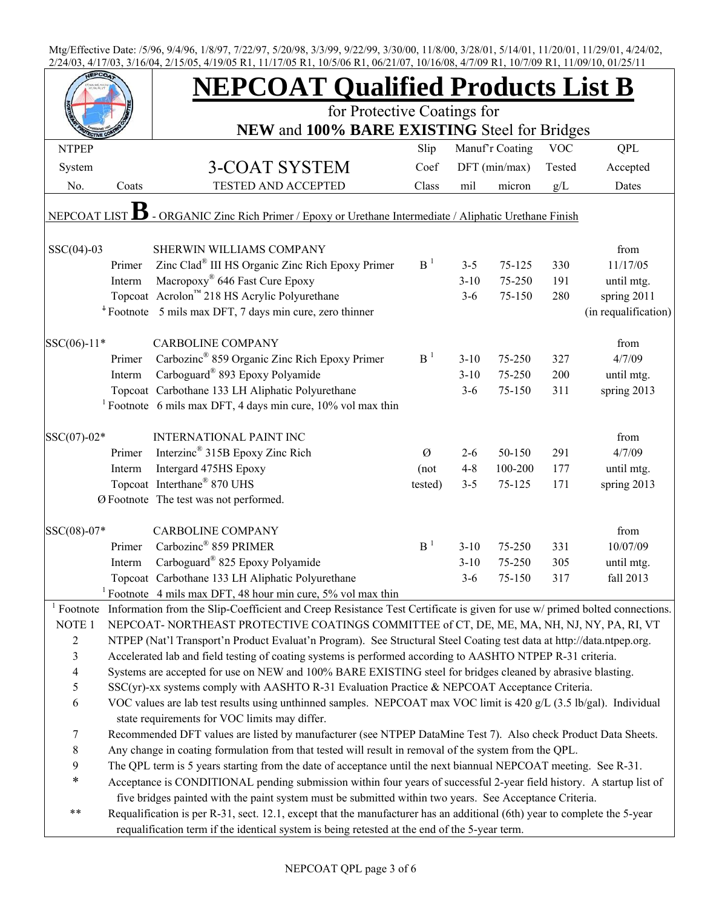Mtg/Effective Date: /5/96, 9/4/96, 1/8/97, 7/22/97, 5/20/98, 3/3/99, 9/22/99, 3/30/00, 11/8/00, 3/28/01, 5/14/01, 11/20/01, 11/29/01, 4/24/02, 2/24/03, 4/17/03, 3/16/04, 2/15/05, 4/19/05 R1, 11/17/05 R1, 10/5/06 R1, 06/21/07, 10/16/08, 4/7/09 R1, 10/7/09 R1, 11/09/10, 01/25/11

# NEPCOAT Qualified Products List B

for Protective Coatings for

**NEW** and **100% BARE EXISTING** Steel for Bridges

| NTPEP System No. | Coats | 3-COAT SYSTEM TESTED AND ACCEPTED | Slip Coef Class | Manuf'r Coating DFT (min/max) mil | micron | VOC Tested g/L | QPL Accepted Dates |
|---|---|---|---|---|---|---|---|
| NEPCOAT LIST **B** - ORGANIC Zinc Rich Primer / Epoxy or Urethane Intermediate / Aliphatic Urethane Finish | | | | | | | |
| SSC(04)-03 | | SHERWIN WILLIAMS COMPANY | | | | | from |
| | Primer | Zinc Clad® III HS Organic Zinc Rich Epoxy Primer | B [1] | 3-5 | 75-125 | 330 | 11/17/05 |
| | Interm | Macropoxy® 646 Fast Cure Epoxy | | 3-10 | 75-250 | 191 | until mtg. |
| | Topcoat | Acrolon™ 218 HS Acrylic Polyurethane | | 3-6 | 75-150 | 280 | spring 2011 |
| | ‡ Footnote | 5 mils max DFT, 7 days min cure, zero thinner | | | | | (in requalification) |
| SSC(06)-11* | | CARBOLINE COMPANY | | | | | from |
| | Primer | Carbozinc® 859 Organic Zinc Rich Epoxy Primer | B [1] | 3-10 | 75-250 | 327 | 4/7/09 |
| | Interm | Carboguard® 893 Epoxy Polyamide | | 3-10 | 75-250 | 200 | until mtg. |
| | Topcoat | Carbothane 133 LH Aliphatic Polyurethane | | 3-6 | 75-150 | 311 | spring 2013 |
| | [1] Footnote | 6 mils max DFT, 4 days min cure, 10% vol max thin | | | | | |
| SSC(07)-02* | | INTERNATIONAL PAINT INC | | | | | from |
| | Primer | Interzinc® 315B Epoxy Zinc Rich | Ø | 2-6 | 50-150 | 291 | 4/7/09 |
| | Interm | Intergard 475HS Epoxy | (not | 4-8 | 100-200 | 177 | until mtg. |
| | Topcoat | Interthane® 870 UHS | tested) | 3-5 | 75-125 | 171 | spring 2013 |
| | Ø Footnote | The test was not performed. | | | | | |
| SSC(08)-07* | | CARBOLINE COMPANY | | | | | from |
| | Primer | Carbozinc® 859 PRIMER | B [1] | 3-10 | 75-250 | 331 | 10/07/09 |
| | Interm | Carboguard® 825 Epoxy Polyamide | | 3-10 | 75-250 | 305 | until mtg. |
| | Topcoat | Carbothane 133 LH Aliphatic Polyurethane | | 3-6 | 75-150 | 317 | fall 2013 |
| | [1] Footnote | 4 mils max DFT, 48 hour min cure, 5% vol max thin | | | | | |

[1] Footnote Information from the Slip-Coefficient and Creep Resistance Test Certificate is given for use w/ primed bolted connections.

NOTE 1 NEPCOAT- NORTHEAST PROTECTIVE COATINGS COMMITTEE of CT, DE, ME, MA, NH, NJ, NY, PA, RI, VT

2 NTPEP (Nat'l Transport'n Product Evaluat'n Program). See Structural Steel Coating test data at http://data.ntpep.org.

3 Accelerated lab and field testing of coating systems is performed according to AASHTO NTPEP R-31 criteria.

4 Systems are accepted for use on NEW and 100% BARE EXISTING steel for bridges cleaned by abrasive blasting.

5 SSC(yr)-xx systems comply with AASHTO R-31 Evaluation Practice & NEPCOAT Acceptance Criteria.

6 VOC values are lab test results using unthinned samples. NEPCOAT max VOC limit is 420 g/L (3.5 lb/gal). Individual state requirements for VOC limits may differ.

7 Recommended DFT values are listed by manufacturer (see NTPEP DataMine Test 7). Also check Product Data Sheets.

8 Any change in coating formulation from that tested will result in removal of the system from the QPL.

9 The QPL term is 5 years starting from the date of acceptance until the next biannual NEPCOAT meeting. See R-31.

\* Acceptance is CONDITIONAL pending submission within four years of successful 2-year field history. A startup list of five bridges painted with the paint system must be submitted within two years. See Acceptance Criteria.

\*\* Requalification is per R-31, sect. 12.1, except that the manufacturer has an additional (6th) year to complete the 5-year requalification term if the identical system is being retested at the end of the 5-year term.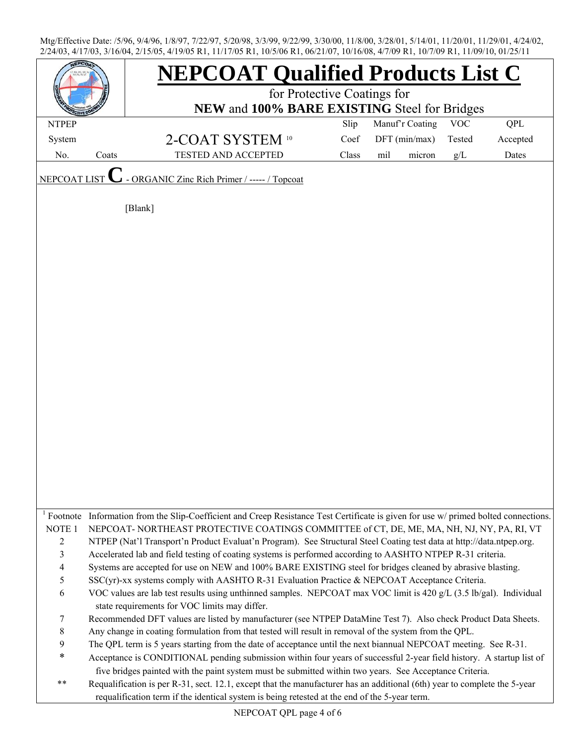Mtg/Effective Date: /5/96, 9/4/96, 1/8/97, 7/22/97, 5/20/98, 3/3/99, 9/22/99, 3/30/00, 11/8/00, 3/28/01, 5/14/01, 11/20/01, 11/29/01, 4/24/02, 2/24/03, 4/17/03, 3/16/04, 2/15/05, 4/19/05 R1, 11/17/05 R1, 10/5/06 R1, 06/21/07, 10/16/08, 4/7/09 R1, 10/7/09 R1, 11/09/10, 01/25/11

# NEPCOAT Qualified Products List C

for Protective Coatings for

**NEW** and **100% BARE EXISTING** Steel for Bridges

| NTPEP System No. | Coats | 2-COAT SYSTEM [10] TESTED AND ACCEPTED | Slip Coef Class | Manuf'r Coating DFT (min/max) mil | micron | VOC Tested g/L | QPL Accepted Dates |
|---|---|---|---|---|---|---|---|

NEPCOAT LIST **C** - ORGANIC Zinc Rich Primer / ----- / Topcoat

[Blank]

| | |
|---|---|
| [1] Footnote | Information from the Slip-Coefficient and Creep Resistance Test Certificate is given for use w/ primed bolted connections. |
| NOTE 1 | NEPCOAT- NORTHEAST PROTECTIVE COATINGS COMMITTEE of CT, DE, ME, MA, NH, NJ, NY, PA, RI, VT |
| 2 | NTPEP (Nat'l Transport'n Product Evaluat'n Program). See Structural Steel Coating test data at http://data.ntpep.org. |
| 3 | Accelerated lab and field testing of coating systems is performed according to AASHTO NTPEP R-31 criteria. |
| 4 | Systems are accepted for use on NEW and 100% BARE EXISTING steel for bridges cleaned by abrasive blasting. |
| 5 | SSC(yr)-xx systems comply with AASHTO R-31 Evaluation Practice & NEPCOAT Acceptance Criteria. |
| 6 | VOC values are lab test results using unthinned samples. NEPCOAT max VOC limit is 420 g/L (3.5 lb/gal). Individual state requirements for VOC limits may differ. |
| 7 | Recommended DFT values are listed by manufacturer (see NTPEP DataMine Test 7). Also check Product Data Sheets. |
| 8 | Any change in coating formulation from that tested will result in removal of the system from the QPL. |
| 9 | The QPL term is 5 years starting from the date of acceptance until the next biannual NEPCOAT meeting. See R-31. |
| * | Acceptance is CONDITIONAL pending submission within four years of successful 2-year field history. A startup list of five bridges painted with the paint system must be submitted within two years. See Acceptance Criteria. |
| ** | Requalification is per R-31, sect. 12.1, except that the manufacturer has an additional (6th) year to complete the 5-year requalification term if the identical system is being retested at the end of the 5-year term. |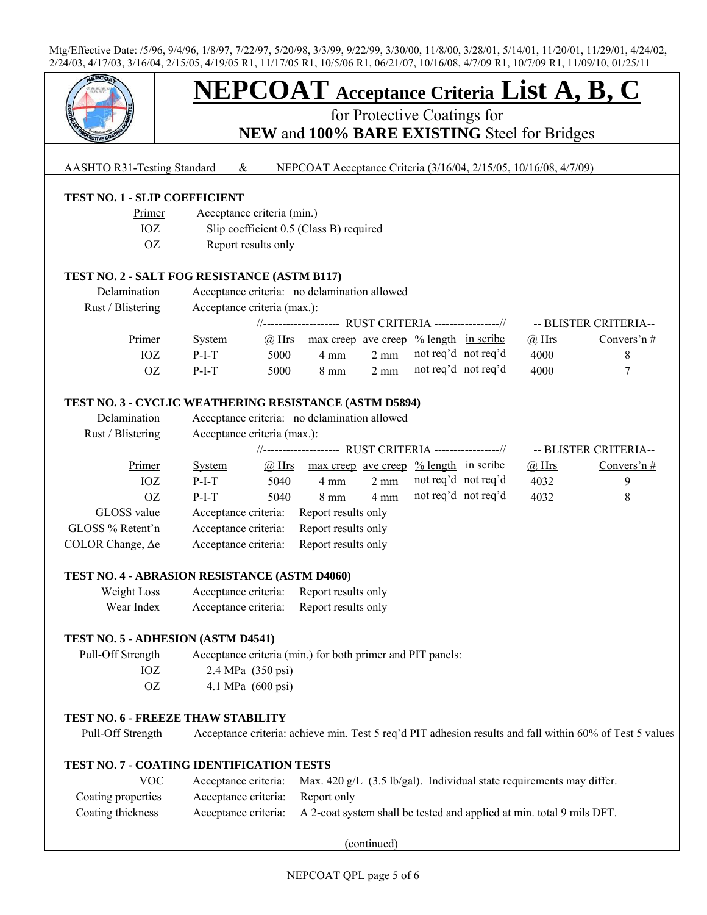Mtg/Effective Date: /5/96, 9/4/96, 1/8/97, 7/22/97, 5/20/98, 3/3/99, 9/22/99, 3/30/00, 11/8/00, 3/28/01, 5/14/01, 11/20/01, 11/29/01, 4/24/02, 2/24/03, 4/17/03, 3/16/04, 2/15/05, 4/19/05 R1, 11/17/05 R1, 10/5/06 R1, 06/21/07, 10/16/08, 4/7/09 R1, 10/7/09 R1, 11/09/10, 01/25/11

# NEPCOAT Acceptance Criteria List A, B, C

## for Protective Coatings for **NEW** and **100% BARE EXISTING** Steel for Bridges

AASHTO R31-Testing Standard & NEPCOAT Acceptance Criteria (3/16/04, 2/15/05, 10/16/08, 4/7/09)

### TEST NO. 1 - SLIP COEFFICIENT

| Primer | Acceptance criteria (min.) |
|---|---|
| IOZ | Slip coefficient 0.5 (Class B) required |
| OZ | Report results only |

### TEST NO. 2 - SALT FOG RESISTANCE (ASTM B117)

Delamination — Acceptance criteria: no delamination allowed

Rust / Blistering — Acceptance criteria (max.):

| | | RUST CRITERIA | | | | | BLISTER CRITERIA | |
|---|---|---|---|---|---|---|---|---|
| Primer | System | @ Hrs | max creep | ave creep | % length | in scribe | @ Hrs | Convers'n # |
| IOZ | P-I-T | 5000 | 4 mm | 2 mm | not req'd | not req'd | 4000 | 8 |
| OZ | P-I-T | 5000 | 8 mm | 2 mm | not req'd | not req'd | 4000 | 7 |

### TEST NO. 3 - CYCLIC WEATHERING RESISTANCE (ASTM D5894)

Delamination — Acceptance criteria: no delamination allowed

Rust / Blistering — Acceptance criteria (max.):

| | | RUST CRITERIA | | | | | BLISTER CRITERIA | |
|---|---|---|---|---|---|---|---|---|
| Primer | System | @ Hrs | max creep | ave creep | % length | in scribe | @ Hrs | Convers'n # |
| IOZ | P-I-T | 5040 | 4 mm | 2 mm | not req'd | not req'd | 4032 | 9 |
| OZ | P-I-T | 5040 | 8 mm | 4 mm | not req'd | not req'd | 4032 | 8 |

GLOSS value — Acceptance criteria: Report results only

GLOSS % Retent'n — Acceptance criteria: Report results only

COLOR Change, Δe — Acceptance criteria: Report results only

### TEST NO. 4 - ABRASION RESISTANCE (ASTM D4060)

Weight Loss — Acceptance criteria: Report results only

Wear Index — Acceptance criteria: Report results only

### TEST NO. 5 - ADHESION (ASTM D4541)

Pull-Off Strength — Acceptance criteria (min.) for both primer and PIT panels:

| | |
|---|---|
| IOZ | 2.4 MPa (350 psi) |
| OZ | 4.1 MPa (600 psi) |

### TEST NO. 6 - FREEZE THAW STABILITY

Pull-Off Strength — Acceptance criteria: achieve min. Test 5 req'd PIT adhesion results and fall within 60% of Test 5 values

### TEST NO. 7 - COATING IDENTIFICATION TESTS

VOC — Acceptance criteria: Max. 420 g/L (3.5 lb/gal). Individual state requirements may differ.

Coating properties — Acceptance criteria: Report only

Coating thickness — Acceptance criteria: A 2-coat system shall be tested and applied at min. total 9 mils DFT.

(continued)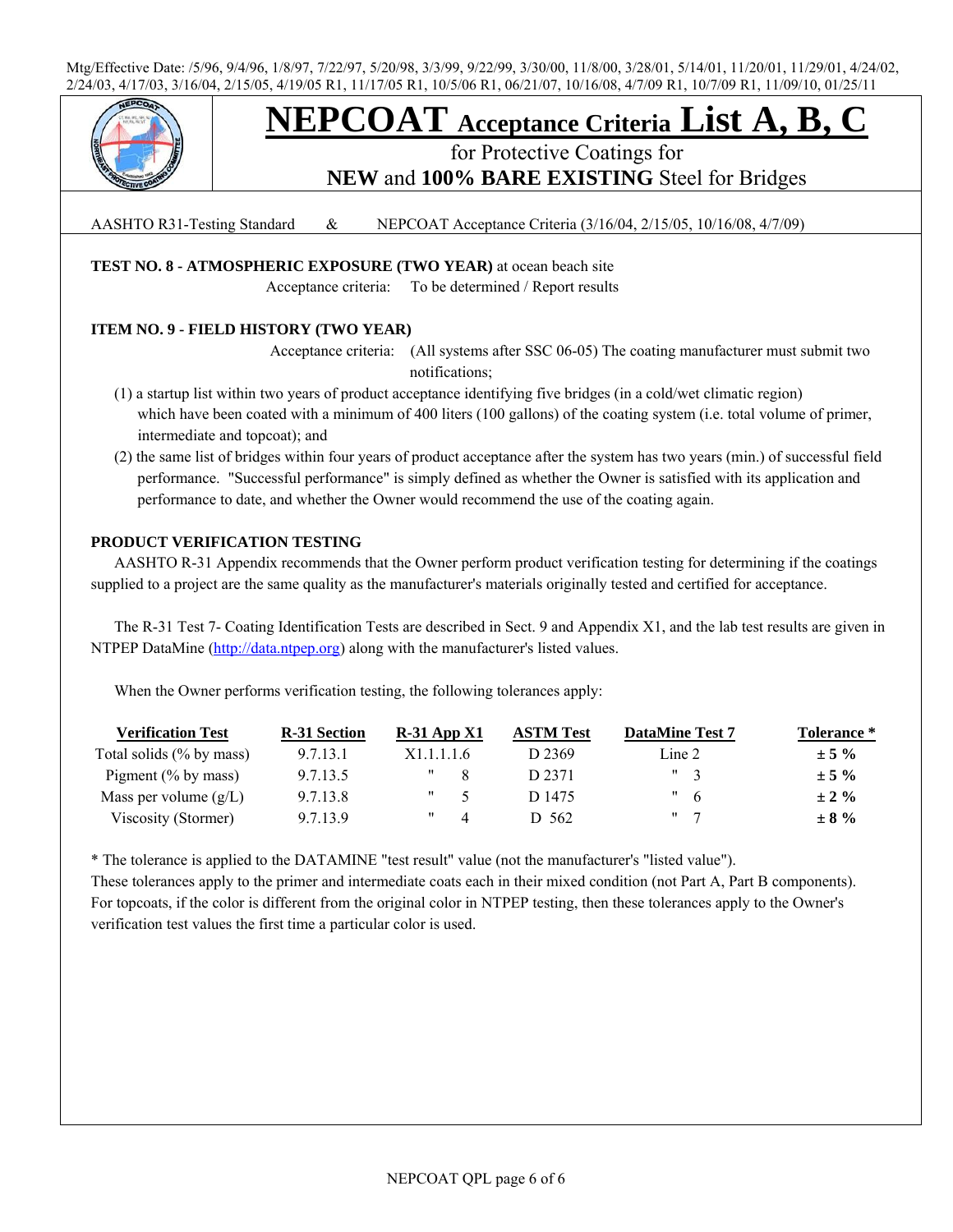Mtg/Effective Date: /5/96, 9/4/96, 1/8/97, 7/22/97, 5/20/98, 3/3/99, 9/22/99, 3/30/00, 11/8/00, 3/28/01, 5/14/01, 11/20/01, 11/29/01, 4/24/02, 2/24/03, 4/17/03, 3/16/04, 2/15/05, 4/19/05 R1, 11/17/05 R1, 10/5/06 R1, 06/21/07, 10/16/08, 4/7/09 R1, 10/7/09 R1, 11/09/10, 01/25/11

# NEPCOAT Acceptance Criteria List A, B, C

for Protective Coatings for

**NEW** and **100% BARE EXISTING** Steel for Bridges

AASHTO R31-Testing Standard & NEPCOAT Acceptance Criteria (3/16/04, 2/15/05, 10/16/08, 4/7/09)

**TEST NO. 8 - ATMOSPHERIC EXPOSURE (TWO YEAR)** at ocean beach site

Acceptance criteria: To be determined / Report results

**ITEM NO. 9 - FIELD HISTORY (TWO YEAR)**

Acceptance criteria: (All systems after SSC 06-05) The coating manufacturer must submit two notifications;

(1) a startup list within two years of product acceptance identifying five bridges (in a cold/wet climatic region) which have been coated with a minimum of 400 liters (100 gallons) of the coating system (i.e. total volume of primer, intermediate and topcoat); and

(2) the same list of bridges within four years of product acceptance after the system has two years (min.) of successful field performance. "Successful performance" is simply defined as whether the Owner is satisfied with its application and performance to date, and whether the Owner would recommend the use of the coating again.

**PRODUCT VERIFICATION TESTING**

AASHTO R-31 Appendix recommends that the Owner perform product verification testing for determining if the coatings supplied to a project are the same quality as the manufacturer's materials originally tested and certified for acceptance.

The R-31 Test 7- Coating Identification Tests are described in Sect. 9 and Appendix X1, and the lab test results are given in NTPEP DataMine (http://data.ntpep.org) along with the manufacturer's listed values.

When the Owner performs verification testing, the following tolerances apply:

| Verification Test | R-31 Section | R-31 App X1 | ASTM Test | DataMine Test 7 | Tolerance * |
|---|---|---|---|---|---|
| Total solids (% by mass) | 9.7.13.1 | X1.1.1.1.6 | D 2369 | Line 2 | ± 5 % |
| Pigment (% by mass) | 9.7.13.5 | " 8 | D 2371 | " 3 | ± 5 % |
| Mass per volume (g/L) | 9.7.13.8 | " 5 | D 1475 | " 6 | ± 2 % |
| Viscosity (Stormer) | 9.7.13.9 | " 4 | D 562 | " 7 | ± 8 % |

* The tolerance is applied to the DATAMINE "test result" value (not the manufacturer's "listed value").
These tolerances apply to the primer and intermediate coats each in their mixed condition (not Part A, Part B components).
For topcoats, if the color is different from the original color in NTPEP testing, then these tolerances apply to the Owner's verification test values the first time a particular color is used.